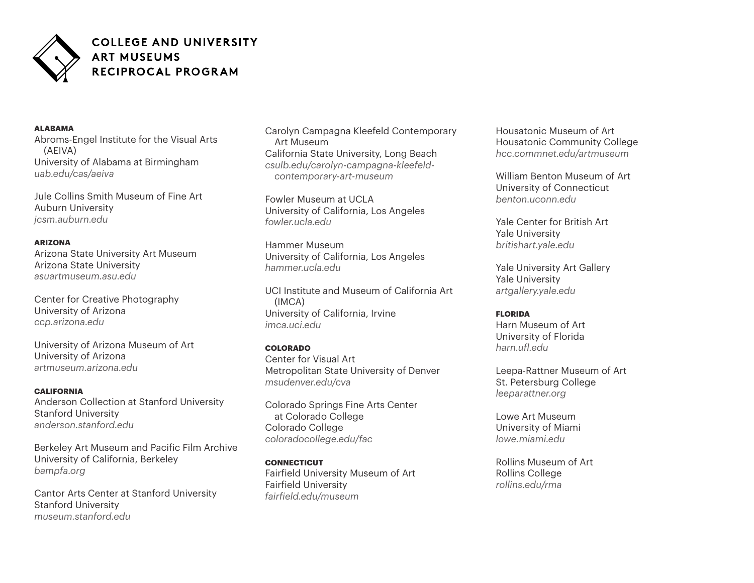# COLLEGE AND UNIVERSITY ART MUSEUMS RECIPROCAL PROGRAM

**ALABAMA**

Abroms-Engel Institute for the Visual Arts (AEIVA)
University of Alabama at Birmingham
*uab.edu/cas/aeiva*

Jule Collins Smith Museum of Fine Art
Auburn University
*jcsm.auburn.edu*

**ARIZONA**

Arizona State University Art Museum
Arizona State University
*asuartmuseum.asu.edu*

Center for Creative Photography
University of Arizona
*ccp.arizona.edu*

University of Arizona Museum of Art
University of Arizona
*artmuseum.arizona.edu*

**CALIFORNIA**

Anderson Collection at Stanford University
Stanford University
*anderson.stanford.edu*

Berkeley Art Museum and Pacific Film Archive
University of California, Berkeley
*bampfa.org*

Cantor Arts Center at Stanford University
Stanford University
*museum.stanford.edu*

Carolyn Campagna Kleefeld Contemporary Art Museum
California State University, Long Beach
*csulb.edu/carolyn-campagna-kleefeld-contemporary-art-museum*

Fowler Museum at UCLA
University of California, Los Angeles
*fowler.ucla.edu*

Hammer Museum
University of California, Los Angeles
*hammer.ucla.edu*

UCI Institute and Museum of California Art (IMCA)
University of California, Irvine
*imca.uci.edu*

**COLORADO**

Center for Visual Art
Metropolitan State University of Denver
*msudenver.edu/cva*

Colorado Springs Fine Arts Center at Colorado College
Colorado College
*coloradocollege.edu/fac*

**CONNECTICUT**

Fairfield University Museum of Art
Fairfield University
*fairfield.edu/museum*

Housatonic Museum of Art
Housatonic Community College
*hcc.commnet.edu/artmuseum*

William Benton Museum of Art
University of Connecticut
*benton.uconn.edu*

Yale Center for British Art
Yale University
*britishart.yale.edu*

Yale University Art Gallery
Yale University
*artgallery.yale.edu*

**FLORIDA**

Harn Museum of Art
University of Florida
*harn.ufl.edu*

Leepa-Rattner Museum of Art
St. Petersburg College
*leeparattner.org*

Lowe Art Museum
University of Miami
*lowe.miami.edu*

Rollins Museum of Art
Rollins College
*rollins.edu/rma*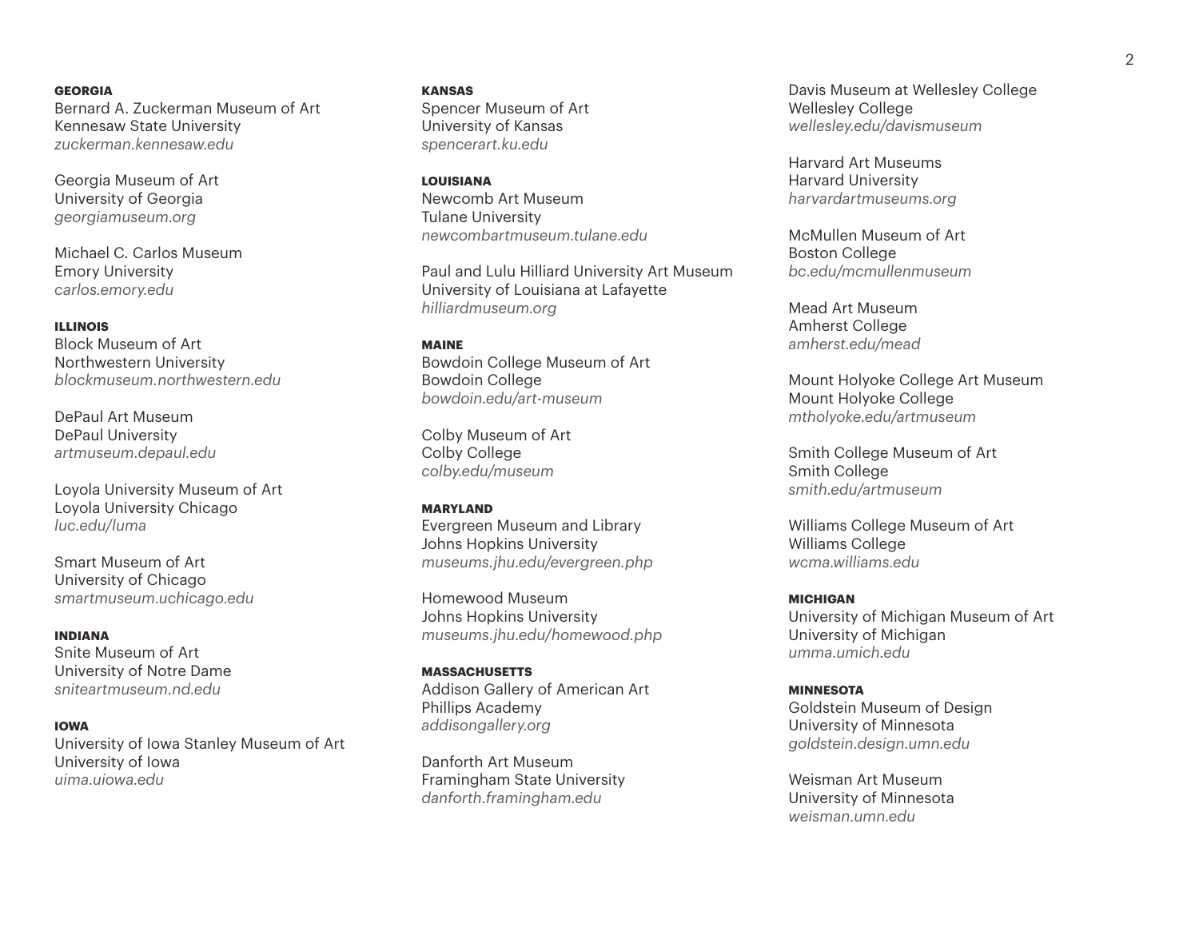**GEORGIA**

Bernard A. Zuckerman Museum of Art
Kennesaw State University
*zuckerman.kennesaw.edu*

Georgia Museum of Art
University of Georgia
*georgiamuseum.org*

Michael C. Carlos Museum
Emory University
*carlos.emory.edu*

**ILLINOIS**

Block Museum of Art
Northwestern University
*blockmuseum.northwestern.edu*

DePaul Art Museum
DePaul University
*artmuseum.depaul.edu*

Loyola University Museum of Art
Loyola University Chicago
*luc.edu/luma*

Smart Museum of Art
University of Chicago
*smartmuseum.uchicago.edu*

**INDIANA**

Snite Museum of Art
University of Notre Dame
*sniteartmuseum.nd.edu*

**IOWA**

University of Iowa Stanley Museum of Art
University of Iowa
*uima.uiowa.edu*

**KANSAS**

Spencer Museum of Art
University of Kansas
*spencerart.ku.edu*

**LOUISIANA**

Newcomb Art Museum
Tulane University
*newcombartmuseum.tulane.edu*

Paul and Lulu Hilliard University Art Museum
University of Louisiana at Lafayette
*hilliardmuseum.org*

**MAINE**

Bowdoin College Museum of Art
Bowdoin College
*bowdoin.edu/art-museum*

Colby Museum of Art
Colby College
*colby.edu/museum*

**MARYLAND**

Evergreen Museum and Library
Johns Hopkins University
*museums.jhu.edu/evergreen.php*

Homewood Museum
Johns Hopkins University
*museums.jhu.edu/homewood.php*

**MASSACHUSETTS**

Addison Gallery of American Art
Phillips Academy
*addisongallery.org*

Danforth Art Museum
Framingham State University
*danforth.framingham.edu*

Davis Museum at Wellesley College
Wellesley College
*wellesley.edu/davismuseum*

Harvard Art Museums
Harvard University
*harvardartmuseums.org*

McMullen Museum of Art
Boston College
*bc.edu/mcmullenmuseum*

Mead Art Museum
Amherst College
*amherst.edu/mead*

Mount Holyoke College Art Museum
Mount Holyoke College
*mtholyoke.edu/artmuseum*

Smith College Museum of Art
Smith College
*smith.edu/artmuseum*

Williams College Museum of Art
Williams College
*wcma.williams.edu*

**MICHIGAN**

University of Michigan Museum of Art
University of Michigan
*umma.umich.edu*

**MINNESOTA**

Goldstein Museum of Design
University of Minnesota
*goldstein.design.umn.edu*

Weisman Art Museum
University of Minnesota
*weisman.umn.edu*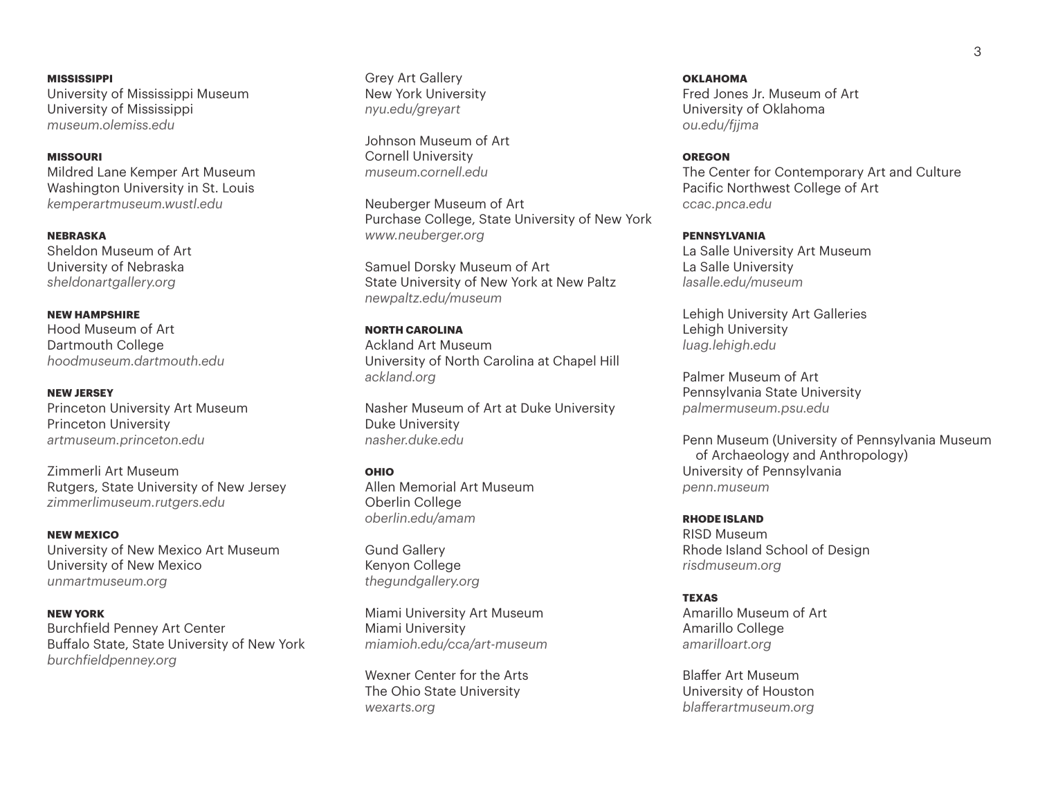**MISSISSIPPI**
University of Mississippi Museum
University of Mississippi
*museum.olemiss.edu*

**MISSOURI**
Mildred Lane Kemper Art Museum
Washington University in St. Louis
*kemperartmuseum.wustl.edu*

**NEBRASKA**
Sheldon Museum of Art
University of Nebraska
*sheldonartgallery.org*

**NEW HAMPSHIRE**
Hood Museum of Art
Dartmouth College
*hoodmuseum.dartmouth.edu*

**NEW JERSEY**
Princeton University Art Museum
Princeton University
*artmuseum.princeton.edu*

Zimmerli Art Museum
Rutgers, State University of New Jersey
*zimmerlimuseum.rutgers.edu*

**NEW MEXICO**
University of New Mexico Art Museum
University of New Mexico
*unmartmuseum.org*

**NEW YORK**
Burchfield Penney Art Center
Buffalo State, State University of New York
*burchfieldpenney.org*

Grey Art Gallery
New York University
*nyu.edu/greyart*

Johnson Museum of Art
Cornell University
*museum.cornell.edu*

Neuberger Museum of Art
Purchase College, State University of New York
*www.neuberger.org*

Samuel Dorsky Museum of Art
State University of New York at New Paltz
*newpaltz.edu/museum*

**NORTH CAROLINA**
Ackland Art Museum
University of North Carolina at Chapel Hill
*ackland.org*

Nasher Museum of Art at Duke University
Duke University
*nasher.duke.edu*

**OHIO**
Allen Memorial Art Museum
Oberlin College
*oberlin.edu/amam*

Gund Gallery
Kenyon College
*thegundgallery.org*

Miami University Art Museum
Miami University
*miamioh.edu/cca/art-museum*

Wexner Center for the Arts
The Ohio State University
*wexarts.org*

**OKLAHOMA**
Fred Jones Jr. Museum of Art
University of Oklahoma
*ou.edu/fjjma*

**OREGON**
The Center for Contemporary Art and Culture
Pacific Northwest College of Art
*ccac.pnca.edu*

**PENNSYLVANIA**
La Salle University Art Museum
La Salle University
*lasalle.edu/museum*

Lehigh University Art Galleries
Lehigh University
*luag.lehigh.edu*

Palmer Museum of Art
Pennsylvania State University
*palmermuseum.psu.edu*

Penn Museum (University of Pennsylvania Museum of Archaeology and Anthropology)
University of Pennsylvania
*penn.museum*

**RHODE ISLAND**
RISD Museum
Rhode Island School of Design
*risdmuseum.org*

**TEXAS**
Amarillo Museum of Art
Amarillo College
*amarilloart.org*

Blaffer Art Museum
University of Houston
*blafferartmuseum.org*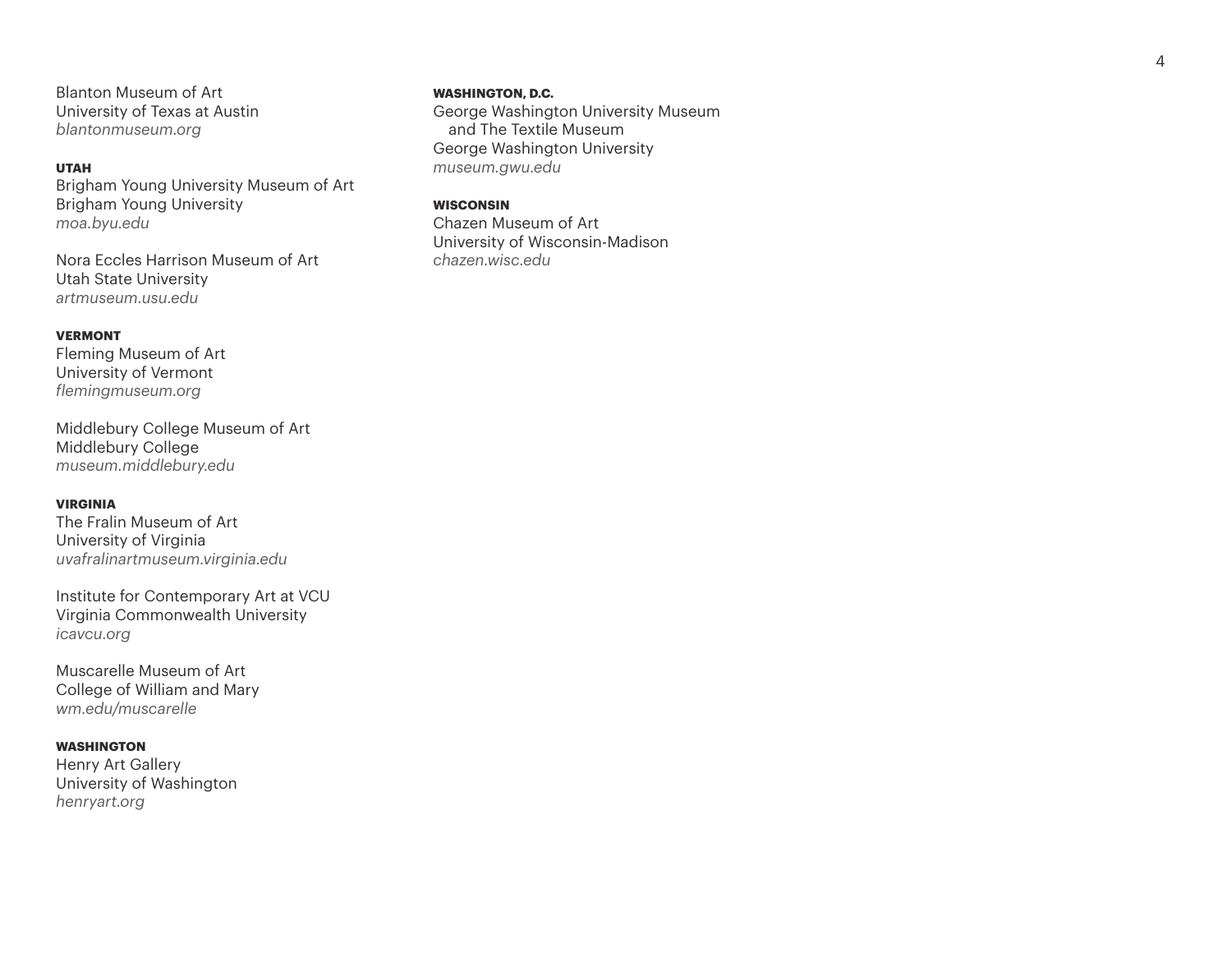Blanton Museum of Art
University of Texas at Austin
*blantonmuseum.org*

**UTAH**

Brigham Young University Museum of Art
Brigham Young University
*moa.byu.edu*

Nora Eccles Harrison Museum of Art
Utah State University
*artmuseum.usu.edu*

**VERMONT**

Fleming Museum of Art
University of Vermont
*flemingmuseum.org*

Middlebury College Museum of Art
Middlebury College
*museum.middlebury.edu*

**VIRGINIA**

The Fralin Museum of Art
University of Virginia
*uvafralinartmuseum.virginia.edu*

Institute for Contemporary Art at VCU
Virginia Commonwealth University
*icavcu.org*

Muscarelle Museum of Art
College of William and Mary
*wm.edu/muscarelle*

**WASHINGTON**

Henry Art Gallery
University of Washington
*henryart.org*

**WASHINGTON, D.C.**

George Washington University Museum and The Textile Museum
George Washington University
*museum.gwu.edu*

**WISCONSIN**

Chazen Museum of Art
University of Wisconsin-Madison
*chazen.wisc.edu*